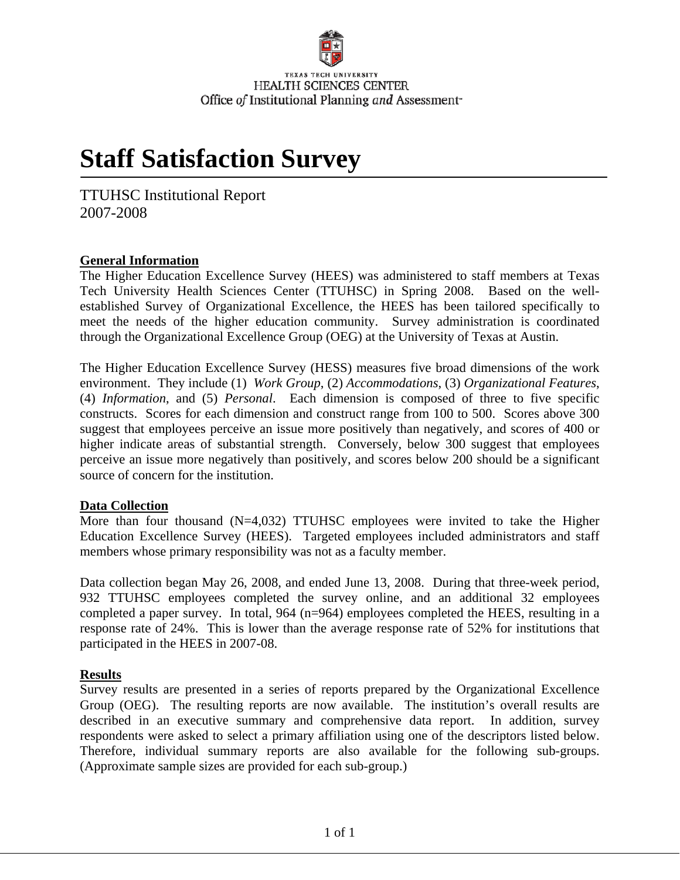TEXAS TECH UNIVERSITY
HEALTH SCIENCES CENTER
Office *of* Institutional Planning *and* Assessment

# Staff Satisfaction Survey

TTUHSC Institutional Report
2007-2008

## General Information

The Higher Education Excellence Survey (HEES) was administered to staff members at Texas Tech University Health Sciences Center (TTUHSC) in Spring 2008. Based on the well-established Survey of Organizational Excellence, the HEES has been tailored specifically to meet the needs of the higher education community. Survey administration is coordinated through the Organizational Excellence Group (OEG) at the University of Texas at Austin.

The Higher Education Excellence Survey (HESS) measures five broad dimensions of the work environment. They include (1) *Work Group*, (2) *Accommodations*, (3) *Organizational Features*, (4) *Information*, and (5) *Personal*. Each dimension is composed of three to five specific constructs. Scores for each dimension and construct range from 100 to 500. Scores above 300 suggest that employees perceive an issue more positively than negatively, and scores of 400 or higher indicate areas of substantial strength. Conversely, below 300 suggest that employees perceive an issue more negatively than positively, and scores below 200 should be a significant source of concern for the institution.

## Data Collection

More than four thousand (N=4,032) TTUHSC employees were invited to take the Higher Education Excellence Survey (HEES). Targeted employees included administrators and staff members whose primary responsibility was not as a faculty member.

Data collection began May 26, 2008, and ended June 13, 2008. During that three-week period, 932 TTUHSC employees completed the survey online, and an additional 32 employees completed a paper survey. In total, 964 (n=964) employees completed the HEES, resulting in a response rate of 24%. This is lower than the average response rate of 52% for institutions that participated in the HEES in 2007-08.

## Results

Survey results are presented in a series of reports prepared by the Organizational Excellence Group (OEG). The resulting reports are now available. The institution's overall results are described in an executive summary and comprehensive data report. In addition, survey respondents were asked to select a primary affiliation using one of the descriptors listed below. Therefore, individual summary reports are also available for the following sub-groups. (Approximate sample sizes are provided for each sub-group.)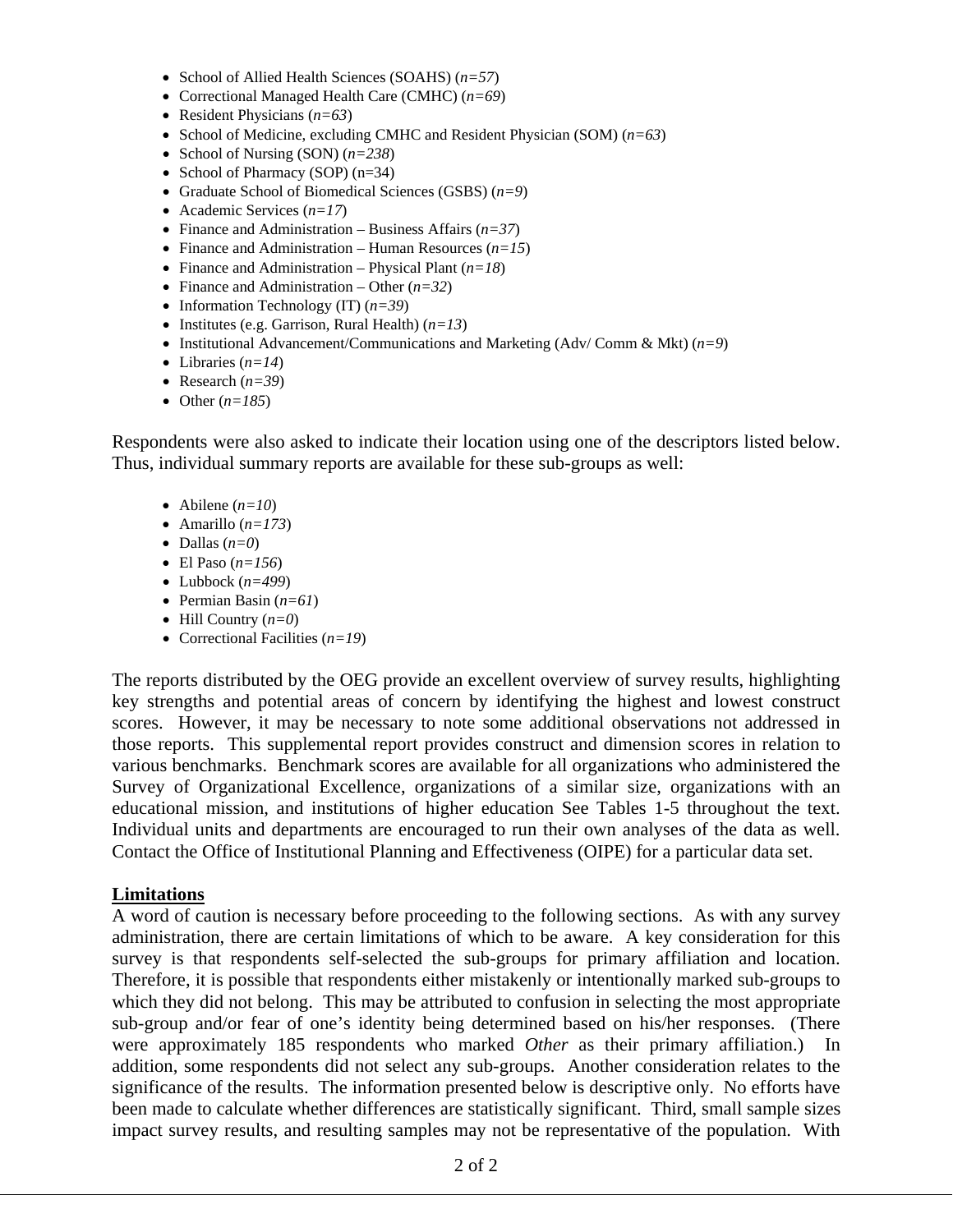- School of Allied Health Sciences (SOAHS) (*n=57*)
- Correctional Managed Health Care (CMHC) (*n=69*)
- Resident Physicians (*n=63*)
- School of Medicine, excluding CMHC and Resident Physician (SOM) (*n=63*)
- School of Nursing (SON) (*n=238*)
- School of Pharmacy (SOP) (n=34)
- Graduate School of Biomedical Sciences (GSBS) (*n=9*)
- Academic Services (*n=17*)
- Finance and Administration – Business Affairs (*n=37*)
- Finance and Administration – Human Resources (*n=15*)
- Finance and Administration – Physical Plant (*n=18*)
- Finance and Administration – Other (*n=32*)
- Information Technology (IT) (*n=39*)
- Institutes (e.g. Garrison, Rural Health) (*n=13*)
- Institutional Advancement/Communications and Marketing (Adv/ Comm & Mkt) (*n=9*)
- Libraries (*n=14*)
- Research (*n=39*)
- Other (*n=185*)

Respondents were also asked to indicate their location using one of the descriptors listed below. Thus, individual summary reports are available for these sub-groups as well:

- Abilene (*n=10*)
- Amarillo (*n=173*)
- Dallas (*n=0*)
- El Paso (*n=156*)
- Lubbock (*n=499*)
- Permian Basin (*n=61*)
- Hill Country (*n=0*)
- Correctional Facilities (*n=19*)

The reports distributed by the OEG provide an excellent overview of survey results, highlighting key strengths and potential areas of concern by identifying the highest and lowest construct scores. However, it may be necessary to note some additional observations not addressed in those reports. This supplemental report provides construct and dimension scores in relation to various benchmarks. Benchmark scores are available for all organizations who administered the Survey of Organizational Excellence, organizations of a similar size, organizations with an educational mission, and institutions of higher education See Tables 1-5 throughout the text. Individual units and departments are encouraged to run their own analyses of the data as well. Contact the Office of Institutional Planning and Effectiveness (OIPE) for a particular data set.

**Limitations**

A word of caution is necessary before proceeding to the following sections. As with any survey administration, there are certain limitations of which to be aware. A key consideration for this survey is that respondents self-selected the sub-groups for primary affiliation and location. Therefore, it is possible that respondents either mistakenly or intentionally marked sub-groups to which they did not belong. This may be attributed to confusion in selecting the most appropriate sub-group and/or fear of one's identity being determined based on his/her responses. (There were approximately 185 respondents who marked *Other* as their primary affiliation.) In addition, some respondents did not select any sub-groups. Another consideration relates to the significance of the results. The information presented below is descriptive only. No efforts have been made to calculate whether differences are statistically significant. Third, small sample sizes impact survey results, and resulting samples may not be representative of the population. With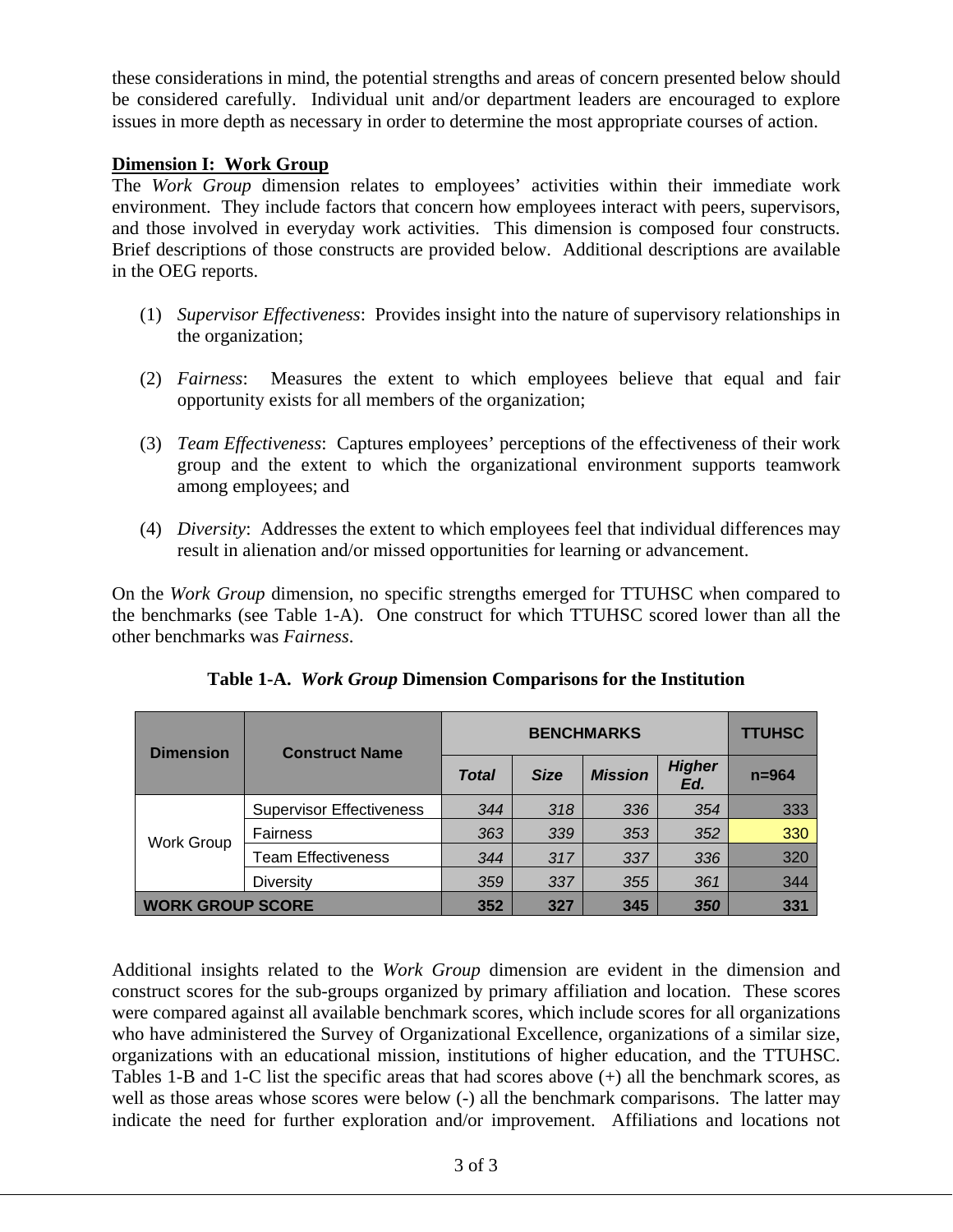these considerations in mind, the potential strengths and areas of concern presented below should be considered carefully. Individual unit and/or department leaders are encouraged to explore issues in more depth as necessary in order to determine the most appropriate courses of action.

**Dimension I: Work Group**

The *Work Group* dimension relates to employees' activities within their immediate work environment. They include factors that concern how employees interact with peers, supervisors, and those involved in everyday work activities. This dimension is composed four constructs. Brief descriptions of those constructs are provided below. Additional descriptions are available in the OEG reports.

(1) *Supervisor Effectiveness*: Provides insight into the nature of supervisory relationships in the organization;

(2) *Fairness*: Measures the extent to which employees believe that equal and fair opportunity exists for all members of the organization;

(3) *Team Effectiveness*: Captures employees' perceptions of the effectiveness of their work group and the extent to which the organizational environment supports teamwork among employees; and

(4) *Diversity*: Addresses the extent to which employees feel that individual differences may result in alienation and/or missed opportunities for learning or advancement.

On the *Work Group* dimension, no specific strengths emerged for TTUHSC when compared to the benchmarks (see Table 1-A). One construct for which TTUHSC scored lower than all the other benchmarks was *Fairness*.

**Table 1-A. *Work Group* Dimension Comparisons for the Institution**

| Dimension | Construct Name | BENCHMARKS | | | | TTUHSC |
|---|---|---|---|---|---|---|
| | | *Total* | *Size* | *Mission* | *Higher Ed.* | n=964 |
| Work Group | Supervisor Effectiveness | *344* | *318* | *336* | *354* | 333 |
| | Fairness | *363* | *339* | *353* | *352* | 330 |
| | Team Effectiveness | *344* | *317* | *337* | *336* | 320 |
| | Diversity | *359* | *337* | *355* | *361* | 344 |
| **WORK GROUP SCORE** | | **352** | **327** | **345** | ***350*** | **331** |

Additional insights related to the *Work Group* dimension are evident in the dimension and construct scores for the sub-groups organized by primary affiliation and location. These scores were compared against all available benchmark scores, which include scores for all organizations who have administered the Survey of Organizational Excellence, organizations of a similar size, organizations with an educational mission, institutions of higher education, and the TTUHSC. Tables 1-B and 1-C list the specific areas that had scores above (+) all the benchmark scores, as well as those areas whose scores were below (-) all the benchmark comparisons. The latter may indicate the need for further exploration and/or improvement. Affiliations and locations not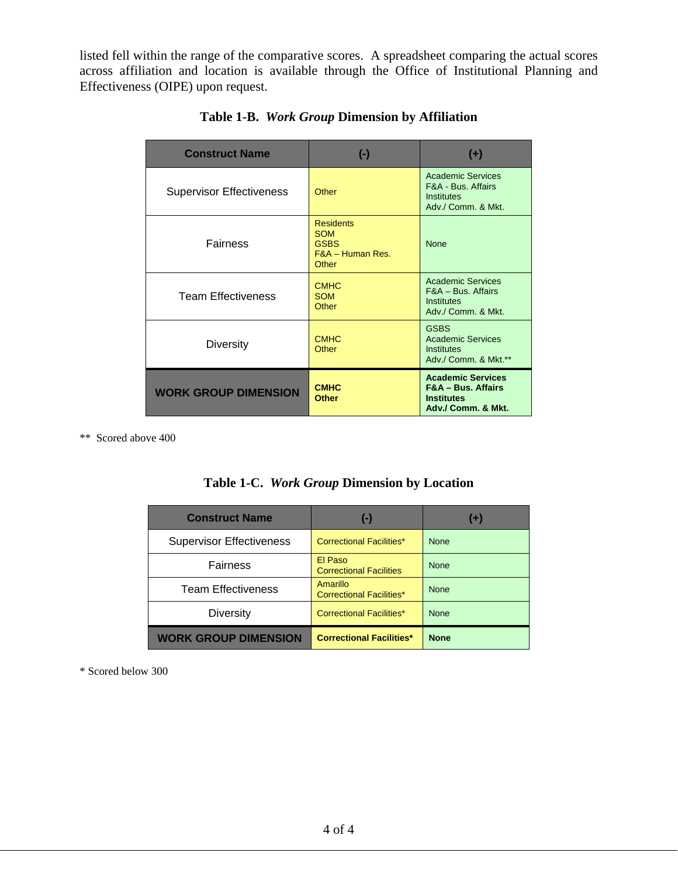listed fell within the range of the comparative scores. A spreadsheet comparing the actual scores across affiliation and location is available through the Office of Institutional Planning and Effectiveness (OIPE) upon request.

**Table 1-B.** ***Work Group*** **Dimension by Affiliation**

| Construct Name | (-) | (+) |
|---|---|---|
| Supervisor Effectiveness | Other | Academic Services<br>F&A - Bus. Affairs<br>Institutes<br>Adv./ Comm. & Mkt. |
| Fairness | Residents<br>SOM<br>GSBS<br>F&A – Human Res.<br>Other | None |
| Team Effectiveness | CMHC<br>SOM<br>Other | Academic Services<br>F&A – Bus. Affairs<br>Institutes<br>Adv./ Comm. & Mkt. |
| Diversity | CMHC<br>Other | GSBS<br>Academic Services<br>Institutes<br>Adv./ Comm. & Mkt.** |
| **WORK GROUP DIMENSION** | **CMHC**<br>**Other** | **Academic Services**<br>**F&A – Bus. Affairs**<br>**Institutes**<br>**Adv./ Comm. & Mkt.** |

** Scored above 400

**Table 1-C.** ***Work Group*** **Dimension by Location**

| Construct Name | (-) | (+) |
|---|---|---|
| Supervisor Effectiveness | Correctional Facilities* | None |
| Fairness | El Paso<br>Correctional Facilities | None |
| Team Effectiveness | Amarillo<br>Correctional Facilities* | None |
| Diversity | Correctional Facilities* | None |
| **WORK GROUP DIMENSION** | **Correctional Facilities*** | **None** |

* Scored below 300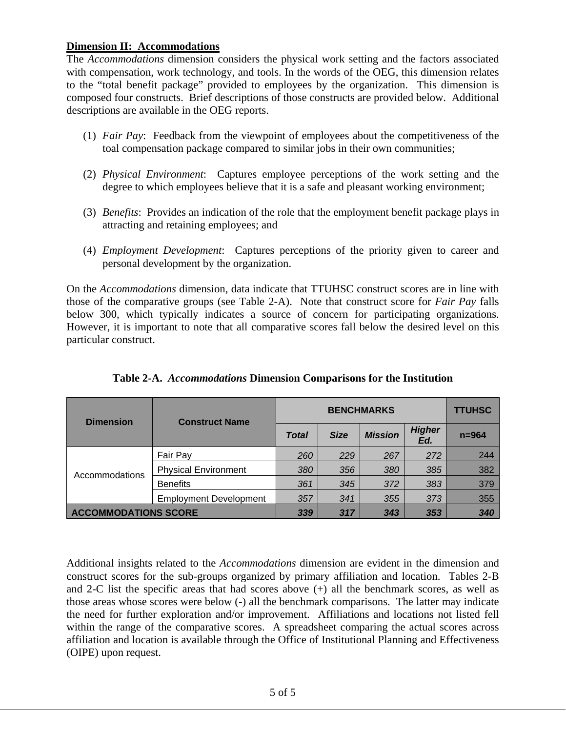**Dimension II: Accommodations**

The *Accommodations* dimension considers the physical work setting and the factors associated with compensation, work technology, and tools. In the words of the OEG, this dimension relates to the "total benefit package" provided to employees by the organization. This dimension is composed four constructs. Brief descriptions of those constructs are provided below. Additional descriptions are available in the OEG reports.

(1) *Fair Pay*: Feedback from the viewpoint of employees about the competitiveness of the toal compensation package compared to similar jobs in their own communities;

(2) *Physical Environment*: Captures employee perceptions of the work setting and the degree to which employees believe that it is a safe and pleasant working environment;

(3) *Benefits*: Provides an indication of the role that the employment benefit package plays in attracting and retaining employees; and

(4) *Employment Development*: Captures perceptions of the priority given to career and personal development by the organization.

On the *Accommodations* dimension, data indicate that TTUHSC construct scores are in line with those of the comparative groups (see Table 2-A). Note that construct score for *Fair Pay* falls below 300, which typically indicates a source of concern for participating organizations. However, it is important to note that all comparative scores fall below the desired level on this particular construct.

**Table 2-A. *Accommodations* Dimension Comparisons for the Institution**

| Dimension | Construct Name | BENCHMARKS | | | | TTUHSC |
|---|---|---|---|---|---|---|
| | | *Total* | *Size* | *Mission* | *Higher Ed.* | n=964 |
| Accommodations | Fair Pay | *260* | *229* | *267* | *272* | 244 |
| | Physical Environment | *380* | *356* | *380* | *385* | 382 |
| | Benefits | *361* | *345* | *372* | *383* | 379 |
| | Employment Development | *357* | *341* | *355* | *373* | 355 |
| **ACCOMMODATIONS SCORE** | | ***339*** | ***317*** | ***343*** | ***353*** | ***340*** |

Additional insights related to the *Accommodations* dimension are evident in the dimension and construct scores for the sub-groups organized by primary affiliation and location. Tables 2-B and 2-C list the specific areas that had scores above (+) all the benchmark scores, as well as those areas whose scores were below (-) all the benchmark comparisons. The latter may indicate the need for further exploration and/or improvement. Affiliations and locations not listed fell within the range of the comparative scores. A spreadsheet comparing the actual scores across affiliation and location is available through the Office of Institutional Planning and Effectiveness (OIPE) upon request.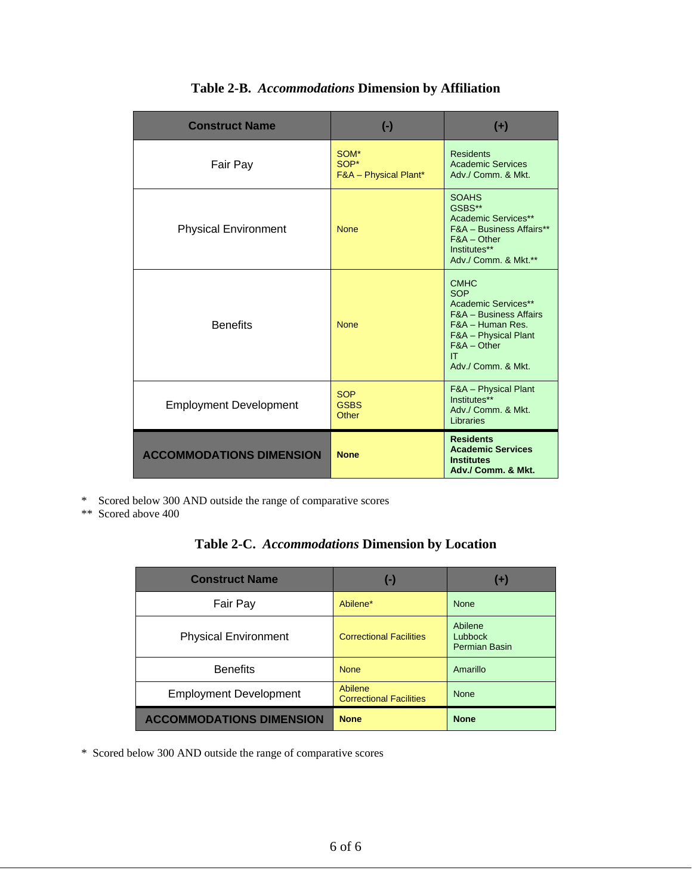**Table 2-B. *Accommodations* Dimension by Affiliation**

| Construct Name | (-) | (+) |
|---|---|---|
| Fair Pay | SOM*<br>SOP*<br>F&A – Physical Plant* | Residents<br>Academic Services<br>Adv./ Comm. & Mkt. |
| Physical Environment | None | SOAHS<br>GSBS**<br>Academic Services**<br>F&A – Business Affairs**<br>F&A – Other<br>Institutes**<br>Adv./ Comm. & Mkt.** |
| Benefits | None | CMHC<br>SOP<br>Academic Services**<br>F&A – Business Affairs<br>F&A – Human Res.<br>F&A – Physical Plant<br>F&A – Other<br>IT<br>Adv./ Comm. & Mkt. |
| Employment Development | SOP<br>GSBS<br>Other | F&A – Physical Plant<br>Institutes**<br>Adv./ Comm. & Mkt.<br>Libraries |
| **ACCOMMODATIONS DIMENSION** | **None** | **Residents**<br>**Academic Services**<br>**Institutes**<br>**Adv./ Comm. & Mkt.** |

\* Scored below 300 AND outside the range of comparative scores
\** Scored above 400

**Table 2-C. *Accommodations* Dimension by Location**

| Construct Name | (-) | (+) |
|---|---|---|
| Fair Pay | Abilene* | None |
| Physical Environment | Correctional Facilities | Abilene<br>Lubbock<br>Permian Basin |
| Benefits | None | Amarillo |
| Employment Development | Abilene<br>Correctional Facilities | None |
| **ACCOMMODATIONS DIMENSION** | **None** | **None** |

\* Scored below 300 AND outside the range of comparative scores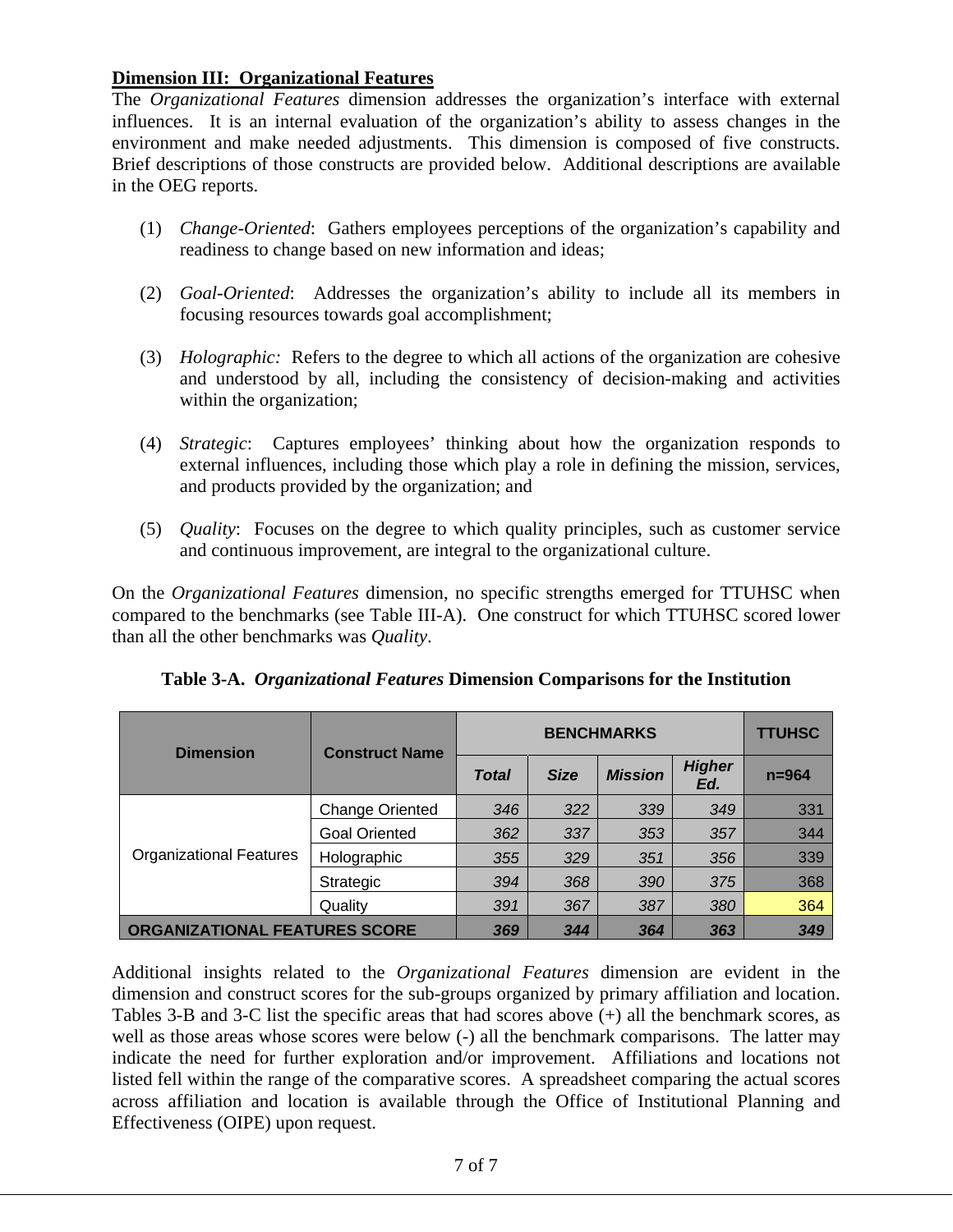**Dimension III: Organizational Features**

The *Organizational Features* dimension addresses the organization's interface with external influences. It is an internal evaluation of the organization's ability to assess changes in the environment and make needed adjustments. This dimension is composed of five constructs. Brief descriptions of those constructs are provided below. Additional descriptions are available in the OEG reports.

(1) *Change-Oriented*: Gathers employees perceptions of the organization's capability and readiness to change based on new information and ideas;

(2) *Goal-Oriented*: Addresses the organization's ability to include all its members in focusing resources towards goal accomplishment;

(3) *Holographic:* Refers to the degree to which all actions of the organization are cohesive and understood by all, including the consistency of decision-making and activities within the organization;

(4) *Strategic*: Captures employees' thinking about how the organization responds to external influences, including those which play a role in defining the mission, services, and products provided by the organization; and

(5) *Quality*: Focuses on the degree to which quality principles, such as customer service and continuous improvement, are integral to the organizational culture.

On the *Organizational Features* dimension, no specific strengths emerged for TTUHSC when compared to the benchmarks (see Table III-A). One construct for which TTUHSC scored lower than all the other benchmarks was *Quality*.

**Table 3-A. *Organizational Features* Dimension Comparisons for the Institution**

| Dimension | Construct Name | BENCHMARKS | | | | TTUHSC |
|---|---|---|---|---|---|---|
| | | *Total* | *Size* | *Mission* | *Higher Ed.* | n=964 |
| Organizational Features | Change Oriented | *346* | *322* | *339* | *349* | 331 |
| | Goal Oriented | *362* | *337* | *353* | *357* | 344 |
| | Holographic | *355* | *329* | *351* | *356* | 339 |
| | Strategic | *394* | *368* | *390* | *375* | 368 |
| | Quality | *391* | *367* | *387* | *380* | 364 |
| **ORGANIZATIONAL FEATURES SCORE** | | ***369*** | ***344*** | ***364*** | ***363*** | ***349*** |

Additional insights related to the *Organizational Features* dimension are evident in the dimension and construct scores for the sub-groups organized by primary affiliation and location. Tables 3-B and 3-C list the specific areas that had scores above (+) all the benchmark scores, as well as those areas whose scores were below (-) all the benchmark comparisons. The latter may indicate the need for further exploration and/or improvement. Affiliations and locations not listed fell within the range of the comparative scores. A spreadsheet comparing the actual scores across affiliation and location is available through the Office of Institutional Planning and Effectiveness (OIPE) upon request.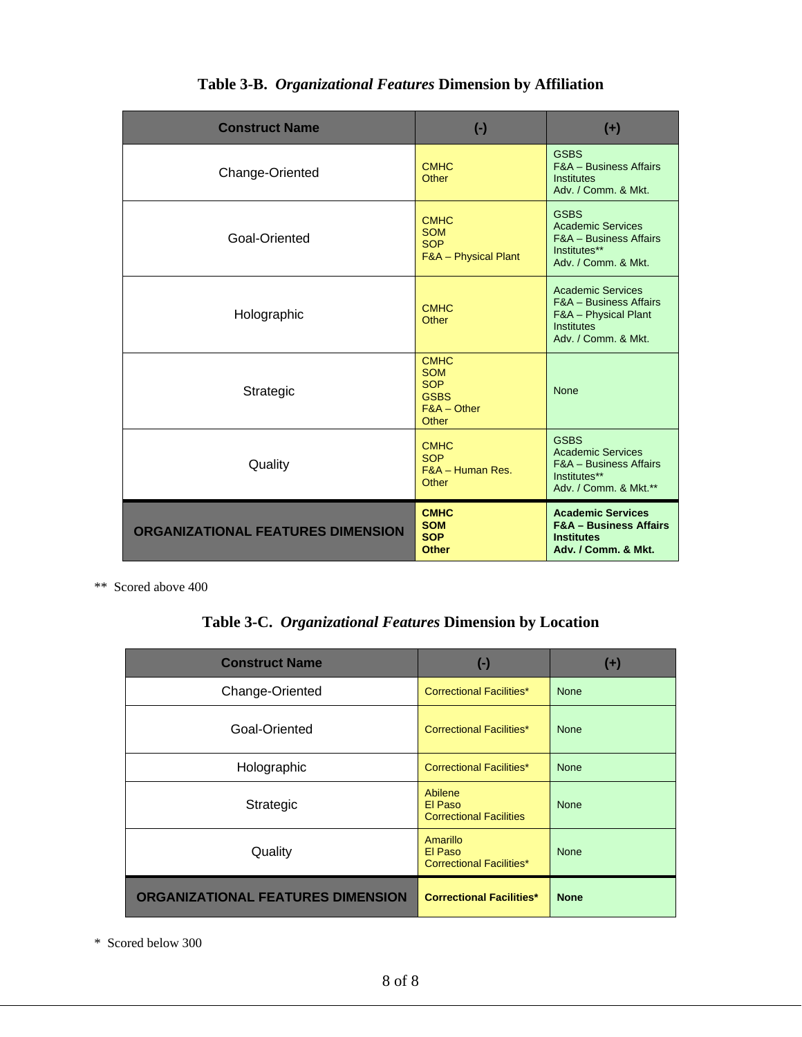**Table 3-B.** ***Organizational Features*** **Dimension by Affiliation**

| Construct Name | (-) | (+) |
|---|---|---|
| Change-Oriented | CMHC<br>Other | GSBS<br>F&A – Business Affairs<br>Institutes<br>Adv. / Comm. & Mkt. |
| Goal-Oriented | CMHC<br>SOM<br>SOP<br>F&A – Physical Plant | GSBS<br>Academic Services<br>F&A – Business Affairs<br>Institutes**<br>Adv. / Comm. & Mkt. |
| Holographic | CMHC<br>Other | Academic Services<br>F&A – Business Affairs<br>F&A – Physical Plant<br>Institutes<br>Adv. / Comm. & Mkt. |
| Strategic | CMHC<br>SOM<br>SOP<br>GSBS<br>F&A – Other<br>Other | None |
| Quality | CMHC<br>SOP<br>F&A – Human Res.<br>Other | GSBS<br>Academic Services<br>F&A – Business Affairs<br>Institutes**<br>Adv. / Comm. & Mkt.** |
| **ORGANIZATIONAL FEATURES DIMENSION** | **CMHC**<br>**SOM**<br>**SOP**<br>**Other** | **Academic Services**<br>**F&A – Business Affairs**<br>**Institutes**<br>**Adv. / Comm. & Mkt.** |

** Scored above 400

**Table 3-C.** ***Organizational Features*** **Dimension by Location**

| Construct Name | (-) | (+) |
|---|---|---|
| Change-Oriented | Correctional Facilities* | None |
| Goal-Oriented | Correctional Facilities* | None |
| Holographic | Correctional Facilities* | None |
| Strategic | Abilene<br>El Paso<br>Correctional Facilities | None |
| Quality | Amarillo<br>El Paso<br>Correctional Facilities* | None |
| **ORGANIZATIONAL FEATURES DIMENSION** | **Correctional Facilities*** | **None** |

* Scored below 300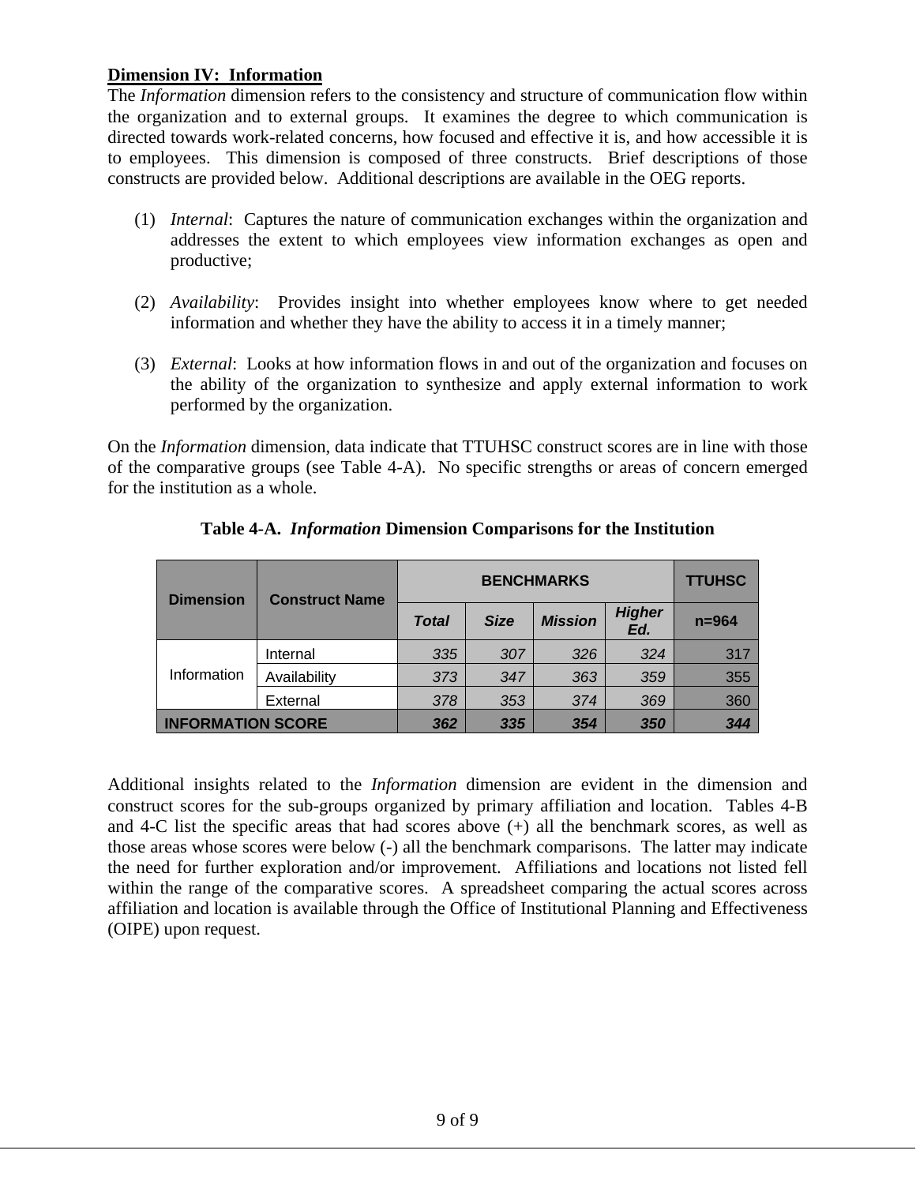**Dimension IV: Information**

The *Information* dimension refers to the consistency and structure of communication flow within the organization and to external groups. It examines the degree to which communication is directed towards work-related concerns, how focused and effective it is, and how accessible it is to employees. This dimension is composed of three constructs. Brief descriptions of those constructs are provided below. Additional descriptions are available in the OEG reports.

(1) *Internal*: Captures the nature of communication exchanges within the organization and addresses the extent to which employees view information exchanges as open and productive;

(2) *Availability*: Provides insight into whether employees know where to get needed information and whether they have the ability to access it in a timely manner;

(3) *External*: Looks at how information flows in and out of the organization and focuses on the ability of the organization to synthesize and apply external information to work performed by the organization.

On the *Information* dimension, data indicate that TTUHSC construct scores are in line with those of the comparative groups (see Table 4-A). No specific strengths or areas of concern emerged for the institution as a whole.

**Table 4-A. *Information* Dimension Comparisons for the Institution**

| Dimension | Construct Name | BENCHMARKS | | | | TTUHSC |
|---|---|---|---|---|---|---|
| | | *Total* | *Size* | *Mission* | *Higher Ed.* | n=964 |
| Information | Internal | *335* | *307* | *326* | *324* | 317 |
| | Availability | *373* | *347* | *363* | *359* | 355 |
| | External | *378* | *353* | *374* | *369* | 360 |
| **INFORMATION SCORE** | | ***362*** | ***335*** | ***354*** | ***350*** | ***344*** |

Additional insights related to the *Information* dimension are evident in the dimension and construct scores for the sub-groups organized by primary affiliation and location. Tables 4-B and 4-C list the specific areas that had scores above (+) all the benchmark scores, as well as those areas whose scores were below (-) all the benchmark comparisons. The latter may indicate the need for further exploration and/or improvement. Affiliations and locations not listed fell within the range of the comparative scores. A spreadsheet comparing the actual scores across affiliation and location is available through the Office of Institutional Planning and Effectiveness (OIPE) upon request.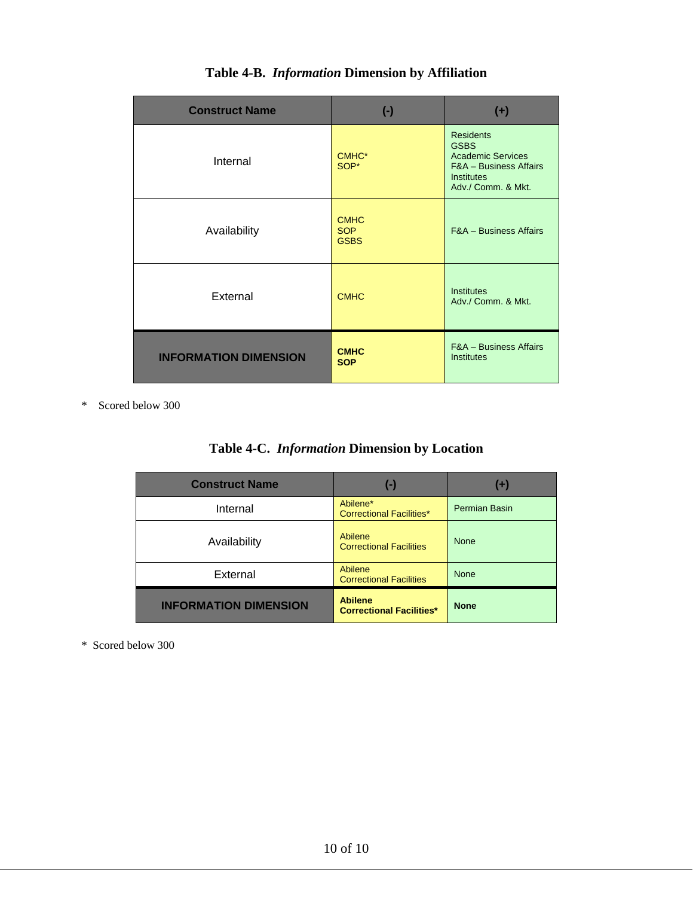**Table 4-B.** ***Information*** **Dimension by Affiliation**

| Construct Name | (-) | (+) |
|---|---|---|
| Internal | CMHC*<br>SOP* | Residents<br>GSBS<br>Academic Services<br>F&A – Business Affairs<br>Institutes<br>Adv./ Comm. & Mkt. |
| Availability | CMHC<br>SOP<br>GSBS | F&A – Business Affairs |
| External | CMHC | Institutes<br>Adv./ Comm. & Mkt. |
| **INFORMATION DIMENSION** | **CMHC**<br>**SOP** | F&A – Business Affairs<br>Institutes |

\* Scored below 300

**Table 4-C.** ***Information*** **Dimension by Location**

| Construct Name | (-) | (+) |
|---|---|---|
| Internal | Abilene*<br>Correctional Facilities* | Permian Basin |
| Availability | Abilene<br>Correctional Facilities | None |
| External | Abilene<br>Correctional Facilities | None |
| **INFORMATION DIMENSION** | **Abilene**<br>**Correctional Facilities*** | **None** |

\* Scored below 300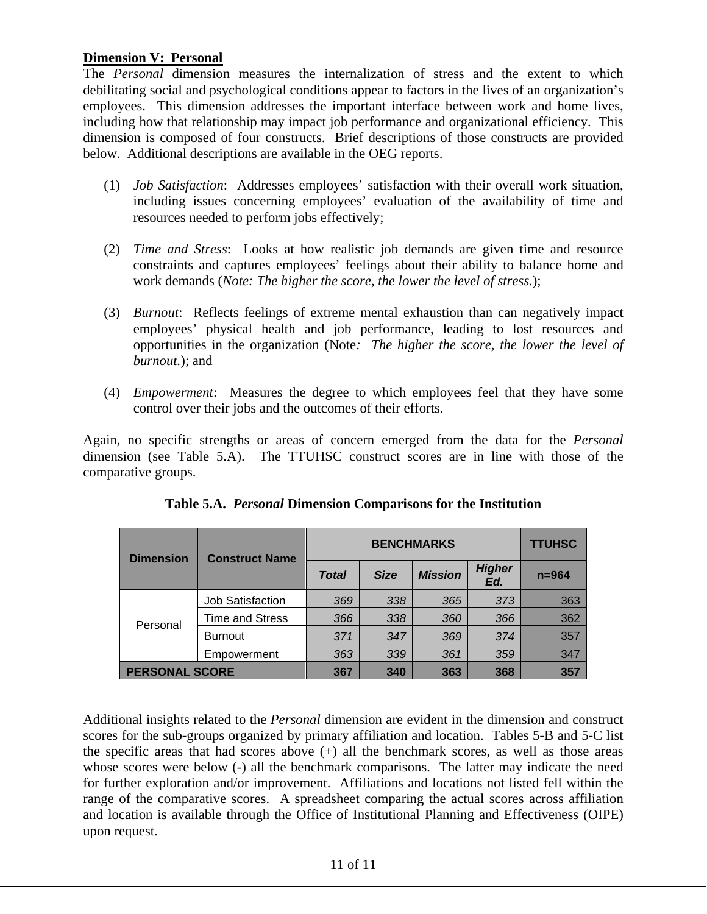**Dimension V: Personal**

The *Personal* dimension measures the internalization of stress and the extent to which debilitating social and psychological conditions appear to factors in the lives of an organization's employees. This dimension addresses the important interface between work and home lives, including how that relationship may impact job performance and organizational efficiency. This dimension is composed of four constructs. Brief descriptions of those constructs are provided below. Additional descriptions are available in the OEG reports.

(1) *Job Satisfaction*: Addresses employees' satisfaction with their overall work situation, including issues concerning employees' evaluation of the availability of time and resources needed to perform jobs effectively;

(2) *Time and Stress*: Looks at how realistic job demands are given time and resource constraints and captures employees' feelings about their ability to balance home and work demands (*Note: The higher the score, the lower the level of stress.*);

(3) *Burnout*: Reflects feelings of extreme mental exhaustion than can negatively impact employees' physical health and job performance, leading to lost resources and opportunities in the organization (Note*: The higher the score, the lower the level of burnout.*); and

(4) *Empowerment*: Measures the degree to which employees feel that they have some control over their jobs and the outcomes of their efforts.

Again, no specific strengths or areas of concern emerged from the data for the *Personal* dimension (see Table 5.A). The TTUHSC construct scores are in line with those of the comparative groups.

**Table 5.A. *Personal* Dimension Comparisons for the Institution**

| Dimension | Construct Name | BENCHMARKS | | | | TTUHSC |
|---|---|---|---|---|---|---|
| | | *Total* | *Size* | *Mission* | *Higher Ed.* | n=964 |
| Personal | Job Satisfaction | *369* | *338* | *365* | *373* | 363 |
| | Time and Stress | *366* | *338* | *360* | *366* | 362 |
| | Burnout | *371* | *347* | *369* | *374* | 357 |
| | Empowerment | *363* | *339* | *361* | *359* | 347 |
| **PERSONAL SCORE** | | **367** | **340** | **363** | **368** | **357** |

Additional insights related to the *Personal* dimension are evident in the dimension and construct scores for the sub-groups organized by primary affiliation and location. Tables 5-B and 5-C list the specific areas that had scores above (+) all the benchmark scores, as well as those areas whose scores were below (-) all the benchmark comparisons. The latter may indicate the need for further exploration and/or improvement. Affiliations and locations not listed fell within the range of the comparative scores. A spreadsheet comparing the actual scores across affiliation and location is available through the Office of Institutional Planning and Effectiveness (OIPE) upon request.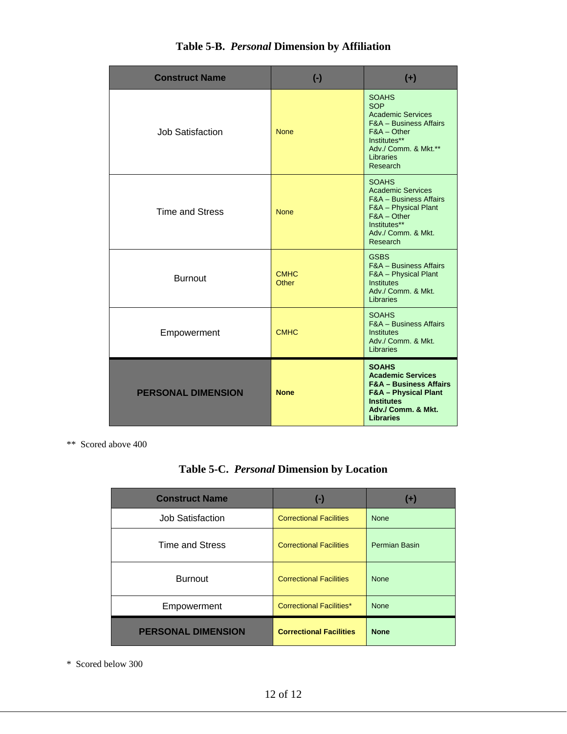## Table 5-B. *Personal* Dimension by Affiliation

| Construct Name | (-) | (+) |
|---|---|---|
| Job Satisfaction | None | SOAHS<br>SOP<br>Academic Services<br>F&A – Business Affairs<br>F&A – Other<br>Institutes**<br>Adv./ Comm. & Mkt.**<br>Libraries<br>Research |
| Time and Stress | None | SOAHS<br>Academic Services<br>F&A – Business Affairs<br>F&A – Physical Plant<br>F&A – Other<br>Institutes**<br>Adv./ Comm. & Mkt.<br>Research |
| Burnout | CMHC<br>Other | GSBS<br>F&A – Business Affairs<br>F&A – Physical Plant<br>Institutes<br>Adv./ Comm. & Mkt.<br>Libraries |
| Empowerment | CMHC | SOAHS<br>F&A – Business Affairs<br>Institutes<br>Adv./ Comm. & Mkt.<br>Libraries |
| **PERSONAL DIMENSION** | **None** | **SOAHS**<br>**Academic Services**<br>**F&A – Business Affairs**<br>**F&A – Physical Plant**<br>**Institutes**<br>**Adv./ Comm. & Mkt.**<br>**Libraries** |

** Scored above 400

## Table 5-C. *Personal* Dimension by Location

| Construct Name | (-) | (+) |
|---|---|---|
| Job Satisfaction | Correctional Facilities | None |
| Time and Stress | Correctional Facilities | Permian Basin |
| Burnout | Correctional Facilities | None |
| Empowerment | Correctional Facilities* | None |
| **PERSONAL DIMENSION** | **Correctional Facilities** | **None** |

* Scored below 300